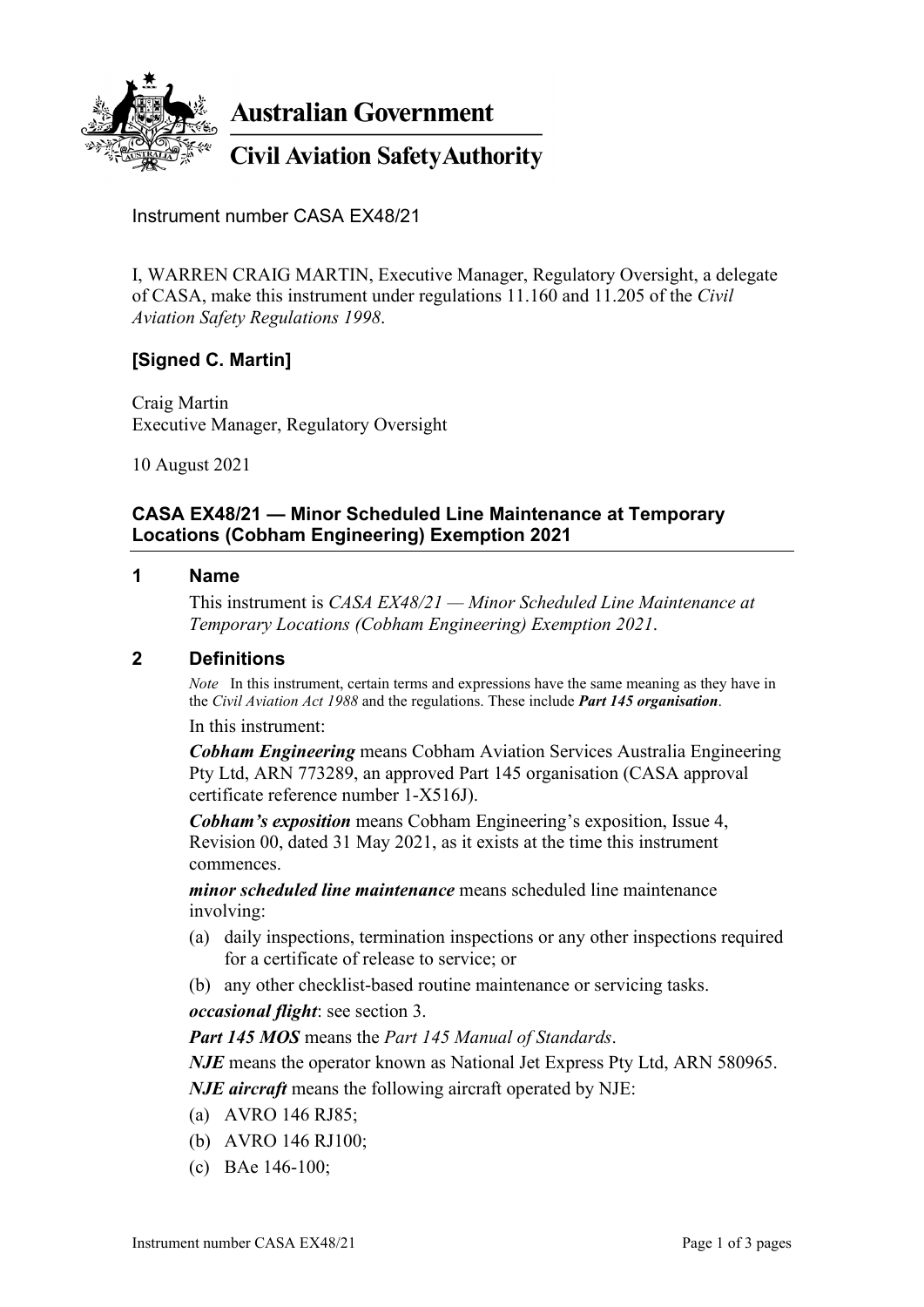**Australian Government**

**Civil Aviation Safety Authority**

Instrument number CASA EX48/21

I, WARREN CRAIG MARTIN, Executive Manager, Regulatory Oversight, a delegate of CASA, make this instrument under regulations 11.160 and 11.205 of the *Civil Aviation Safety Regulations 1998*.

**[Signed C. Martin]**

Craig Martin
Executive Manager, Regulatory Oversight

10 August 2021

## CASA EX48/21 — Minor Scheduled Line Maintenance at Temporary Locations (Cobham Engineering) Exemption 2021

### 1 Name

This instrument is *CASA EX48/21 — Minor Scheduled Line Maintenance at Temporary Locations (Cobham Engineering) Exemption 2021*.

### 2 Definitions

*Note* In this instrument, certain terms and expressions have the same meaning as they have in the *Civil Aviation Act 1988* and the regulations. These include ***Part 145 organisation***.

In this instrument:

***Cobham Engineering*** means Cobham Aviation Services Australia Engineering Pty Ltd, ARN 773289, an approved Part 145 organisation (CASA approval certificate reference number 1-X516J).

***Cobham's exposition*** means Cobham Engineering's exposition, Issue 4, Revision 00, dated 31 May 2021, as it exists at the time this instrument commences.

***minor scheduled line maintenance*** means scheduled line maintenance involving:

(a) daily inspections, termination inspections or any other inspections required for a certificate of release to service; or

(b) any other checklist-based routine maintenance or servicing tasks.

***occasional flight***: see section 3.

***Part 145 MOS*** means the *Part 145 Manual of Standards*.

***NJE*** means the operator known as National Jet Express Pty Ltd, ARN 580965.

***NJE aircraft*** means the following aircraft operated by NJE:

(a) AVRO 146 RJ85;

(b) AVRO 146 RJ100;

(c) BAe 146-100;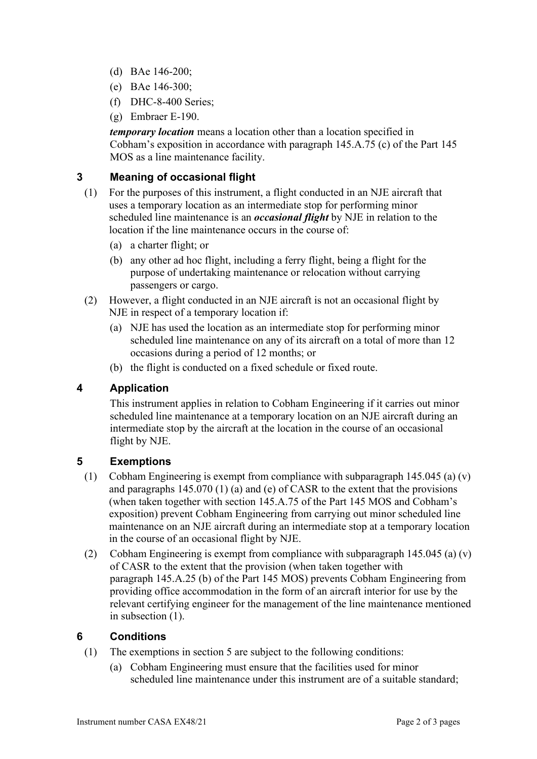(d) BAe 146-200;

(e) BAe 146-300;

(f) DHC-8-400 Series;

(g) Embraer E-190.

***temporary location*** means a location other than a location specified in Cobham's exposition in accordance with paragraph 145.A.75 (c) of the Part 145 MOS as a line maintenance facility.

## 3 Meaning of occasional flight

(1) For the purposes of this instrument, a flight conducted in an NJE aircraft that uses a temporary location as an intermediate stop for performing minor scheduled line maintenance is an ***occasional flight*** by NJE in relation to the location if the line maintenance occurs in the course of:

(a) a charter flight; or

(b) any other ad hoc flight, including a ferry flight, being a flight for the purpose of undertaking maintenance or relocation without carrying passengers or cargo.

(2) However, a flight conducted in an NJE aircraft is not an occasional flight by NJE in respect of a temporary location if:

(a) NJE has used the location as an intermediate stop for performing minor scheduled line maintenance on any of its aircraft on a total of more than 12 occasions during a period of 12 months; or

(b) the flight is conducted on a fixed schedule or fixed route.

## 4 Application

This instrument applies in relation to Cobham Engineering if it carries out minor scheduled line maintenance at a temporary location on an NJE aircraft during an intermediate stop by the aircraft at the location in the course of an occasional flight by NJE.

## 5 Exemptions

(1) Cobham Engineering is exempt from compliance with subparagraph 145.045 (a) (v) and paragraphs 145.070 (1) (a) and (e) of CASR to the extent that the provisions (when taken together with section 145.A.75 of the Part 145 MOS and Cobham's exposition) prevent Cobham Engineering from carrying out minor scheduled line maintenance on an NJE aircraft during an intermediate stop at a temporary location in the course of an occasional flight by NJE.

(2) Cobham Engineering is exempt from compliance with subparagraph 145.045 (a) (v) of CASR to the extent that the provision (when taken together with paragraph 145.A.25 (b) of the Part 145 MOS) prevents Cobham Engineering from providing office accommodation in the form of an aircraft interior for use by the relevant certifying engineer for the management of the line maintenance mentioned in subsection (1).

## 6 Conditions

(1) The exemptions in section 5 are subject to the following conditions:

(a) Cobham Engineering must ensure that the facilities used for minor scheduled line maintenance under this instrument are of a suitable standard;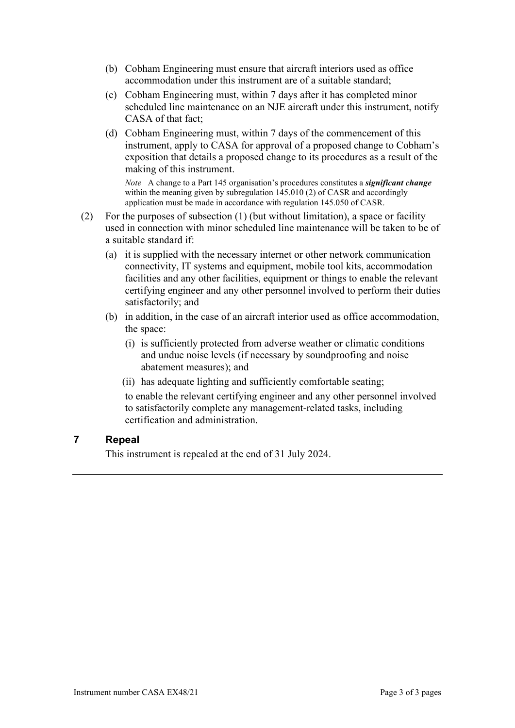(b) Cobham Engineering must ensure that aircraft interiors used as office accommodation under this instrument are of a suitable standard;

(c) Cobham Engineering must, within 7 days after it has completed minor scheduled line maintenance on an NJE aircraft under this instrument, notify CASA of that fact;

(d) Cobham Engineering must, within 7 days of the commencement of this instrument, apply to CASA for approval of a proposed change to Cobham's exposition that details a proposed change to its procedures as a result of the making of this instrument.

*Note* A change to a Part 145 organisation's procedures constitutes a ***significant change*** within the meaning given by subregulation 145.010 (2) of CASR and accordingly application must be made in accordance with regulation 145.050 of CASR.

(2) For the purposes of subsection (1) (but without limitation), a space or facility used in connection with minor scheduled line maintenance will be taken to be of a suitable standard if:

(a) it is supplied with the necessary internet or other network communication connectivity, IT systems and equipment, mobile tool kits, accommodation facilities and any other facilities, equipment or things to enable the relevant certifying engineer and any other personnel involved to perform their duties satisfactorily; and

(b) in addition, in the case of an aircraft interior used as office accommodation, the space:

(i) is sufficiently protected from adverse weather or climatic conditions and undue noise levels (if necessary by soundproofing and noise abatement measures); and

(ii) has adequate lighting and sufficiently comfortable seating;

to enable the relevant certifying engineer and any other personnel involved to satisfactorily complete any management-related tasks, including certification and administration.

## 7 Repeal

This instrument is repealed at the end of 31 July 2024.